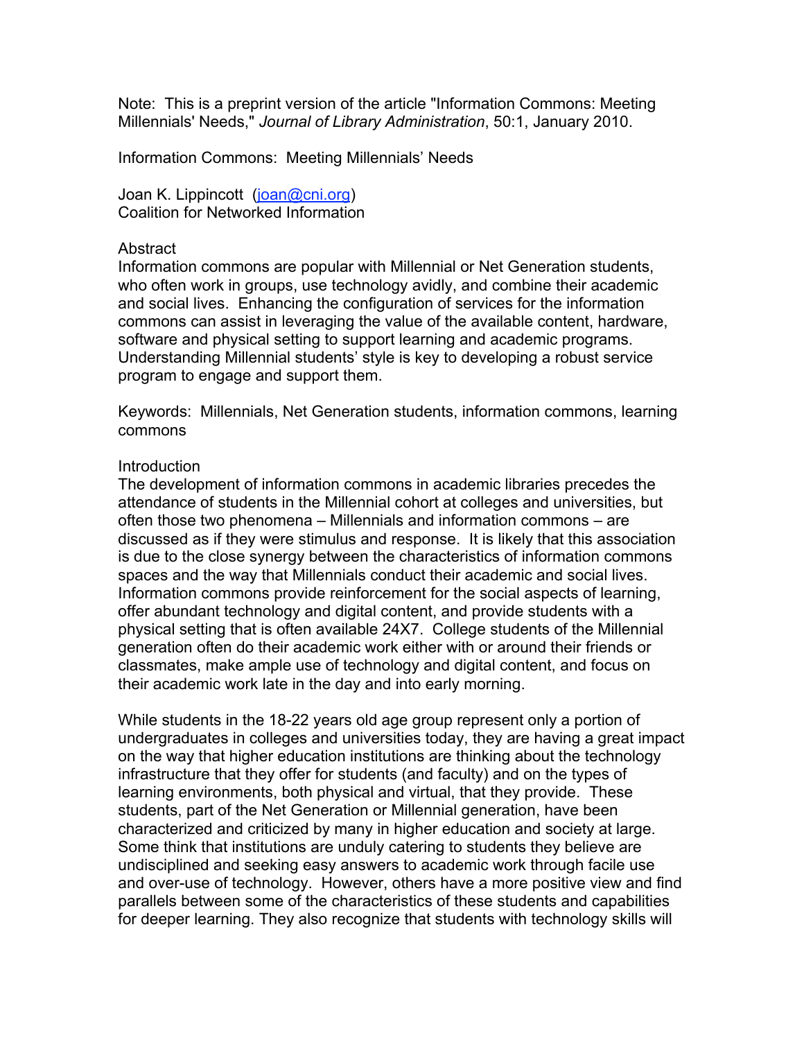Note: This is a preprint version of the article "Information Commons: Meeting Millennials' Needs," *Journal of Library Administration*, 50:1, January 2010.

# Information Commons: Meeting Millennials' Needs

Joan K. Lippincott (joan@cni.org)
Coalition for Networked Information

## Abstract

Information commons are popular with Millennial or Net Generation students, who often work in groups, use technology avidly, and combine their academic and social lives. Enhancing the configuration of services for the information commons can assist in leveraging the value of the available content, hardware, software and physical setting to support learning and academic programs. Understanding Millennial students' style is key to developing a robust service program to engage and support them.

Keywords: Millennials, Net Generation students, information commons, learning commons

## Introduction

The development of information commons in academic libraries precedes the attendance of students in the Millennial cohort at colleges and universities, but often those two phenomena – Millennials and information commons – are discussed as if they were stimulus and response. It is likely that this association is due to the close synergy between the characteristics of information commons spaces and the way that Millennials conduct their academic and social lives. Information commons provide reinforcement for the social aspects of learning, offer abundant technology and digital content, and provide students with a physical setting that is often available 24X7. College students of the Millennial generation often do their academic work either with or around their friends or classmates, make ample use of technology and digital content, and focus on their academic work late in the day and into early morning.

While students in the 18-22 years old age group represent only a portion of undergraduates in colleges and universities today, they are having a great impact on the way that higher education institutions are thinking about the technology infrastructure that they offer for students (and faculty) and on the types of learning environments, both physical and virtual, that they provide. These students, part of the Net Generation or Millennial generation, have been characterized and criticized by many in higher education and society at large. Some think that institutions are unduly catering to students they believe are undisciplined and seeking easy answers to academic work through facile use and over-use of technology. However, others have a more positive view and find parallels between some of the characteristics of these students and capabilities for deeper learning. They also recognize that students with technology skills will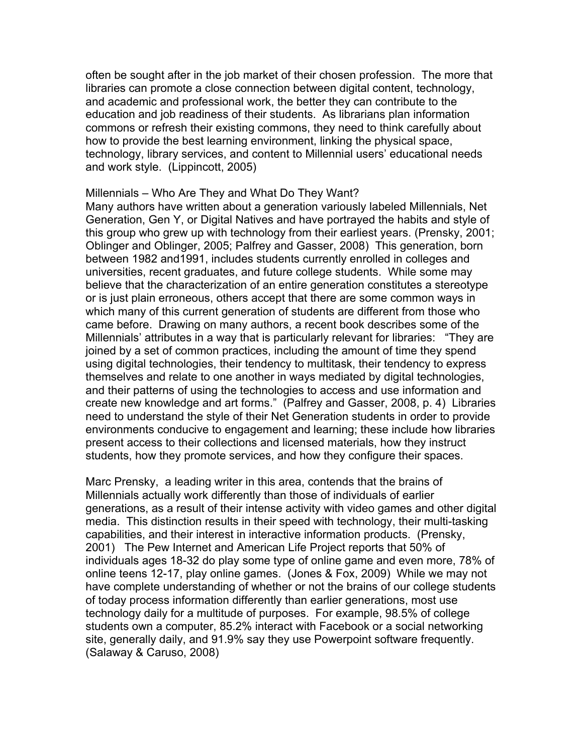often be sought after in the job market of their chosen profession. The more that libraries can promote a close connection between digital content, technology, and academic and professional work, the better they can contribute to the education and job readiness of their students. As librarians plan information commons or refresh their existing commons, they need to think carefully about how to provide the best learning environment, linking the physical space, technology, library services, and content to Millennial users' educational needs and work style. (Lippincott, 2005)

## Millennials – Who Are They and What Do They Want?

Many authors have written about a generation variously labeled Millennials, Net Generation, Gen Y, or Digital Natives and have portrayed the habits and style of this group who grew up with technology from their earliest years. (Prensky, 2001; Oblinger and Oblinger, 2005; Palfrey and Gasser, 2008) This generation, born between 1982 and1991, includes students currently enrolled in colleges and universities, recent graduates, and future college students. While some may believe that the characterization of an entire generation constitutes a stereotype or is just plain erroneous, others accept that there are some common ways in which many of this current generation of students are different from those who came before. Drawing on many authors, a recent book describes some of the Millennials' attributes in a way that is particularly relevant for libraries: "They are joined by a set of common practices, including the amount of time they spend using digital technologies, their tendency to multitask, their tendency to express themselves and relate to one another in ways mediated by digital technologies, and their patterns of using the technologies to access and use information and create new knowledge and art forms." (Palfrey and Gasser, 2008, p. 4) Libraries need to understand the style of their Net Generation students in order to provide environments conducive to engagement and learning; these include how libraries present access to their collections and licensed materials, how they instruct students, how they promote services, and how they configure their spaces.

Marc Prensky, a leading writer in this area, contends that the brains of Millennials actually work differently than those of individuals of earlier generations, as a result of their intense activity with video games and other digital media. This distinction results in their speed with technology, their multi-tasking capabilities, and their interest in interactive information products. (Prensky, 2001) The Pew Internet and American Life Project reports that 50% of individuals ages 18-32 do play some type of online game and even more, 78% of online teens 12-17, play online games. (Jones & Fox, 2009) While we may not have complete understanding of whether or not the brains of our college students of today process information differently than earlier generations, most use technology daily for a multitude of purposes. For example, 98.5% of college students own a computer, 85.2% interact with Facebook or a social networking site, generally daily, and 91.9% say they use Powerpoint software frequently. (Salaway & Caruso, 2008)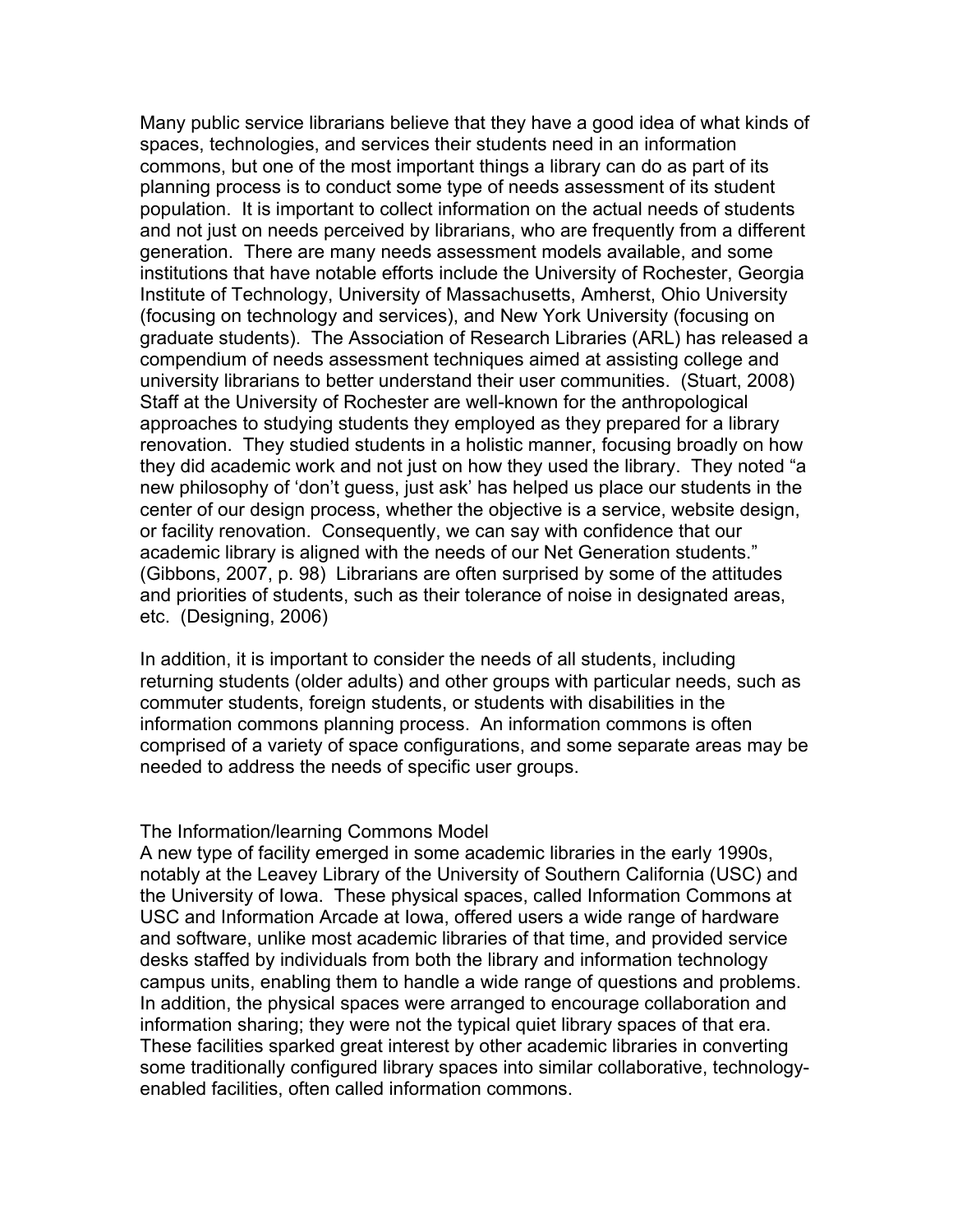Many public service librarians believe that they have a good idea of what kinds of spaces, technologies, and services their students need in an information commons, but one of the most important things a library can do as part of its planning process is to conduct some type of needs assessment of its student population. It is important to collect information on the actual needs of students and not just on needs perceived by librarians, who are frequently from a different generation. There are many needs assessment models available, and some institutions that have notable efforts include the University of Rochester, Georgia Institute of Technology, University of Massachusetts, Amherst, Ohio University (focusing on technology and services), and New York University (focusing on graduate students). The Association of Research Libraries (ARL) has released a compendium of needs assessment techniques aimed at assisting college and university librarians to better understand their user communities. (Stuart, 2008) Staff at the University of Rochester are well-known for the anthropological approaches to studying students they employed as they prepared for a library renovation. They studied students in a holistic manner, focusing broadly on how they did academic work and not just on how they used the library. They noted "a new philosophy of 'don't guess, just ask' has helped us place our students in the center of our design process, whether the objective is a service, website design, or facility renovation. Consequently, we can say with confidence that our academic library is aligned with the needs of our Net Generation students." (Gibbons, 2007, p. 98) Librarians are often surprised by some of the attitudes and priorities of students, such as their tolerance of noise in designated areas, etc. (Designing, 2006)

In addition, it is important to consider the needs of all students, including returning students (older adults) and other groups with particular needs, such as commuter students, foreign students, or students with disabilities in the information commons planning process. An information commons is often comprised of a variety of space configurations, and some separate areas may be needed to address the needs of specific user groups.

## The Information/learning Commons Model

A new type of facility emerged in some academic libraries in the early 1990s, notably at the Leavey Library of the University of Southern California (USC) and the University of Iowa. These physical spaces, called Information Commons at USC and Information Arcade at Iowa, offered users a wide range of hardware and software, unlike most academic libraries of that time, and provided service desks staffed by individuals from both the library and information technology campus units, enabling them to handle a wide range of questions and problems. In addition, the physical spaces were arranged to encourage collaboration and information sharing; they were not the typical quiet library spaces of that era. These facilities sparked great interest by other academic libraries in converting some traditionally configured library spaces into similar collaborative, technology-enabled facilities, often called information commons.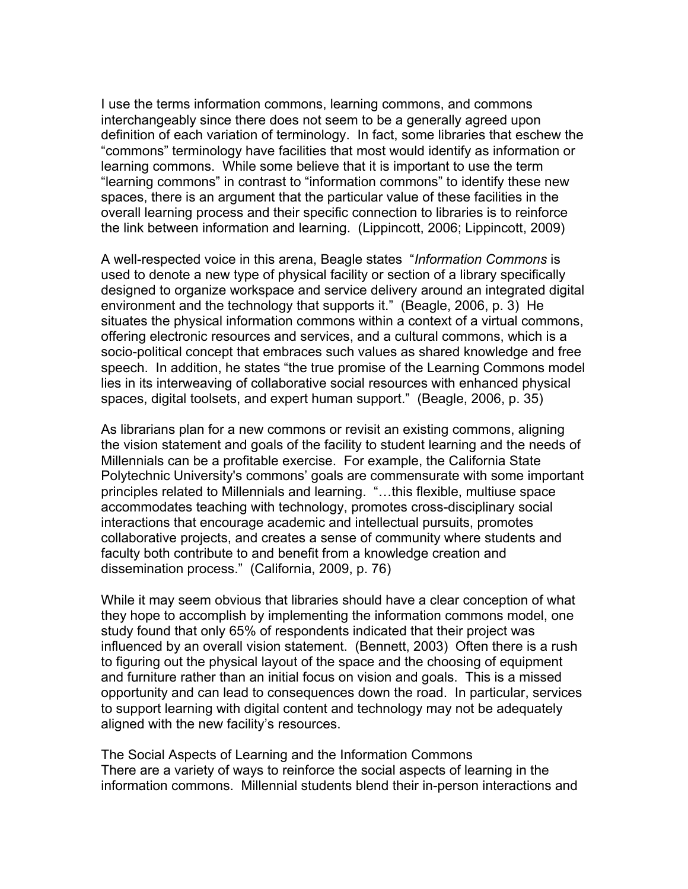I use the terms information commons, learning commons, and commons interchangeably since there does not seem to be a generally agreed upon definition of each variation of terminology. In fact, some libraries that eschew the "commons" terminology have facilities that most would identify as information or learning commons. While some believe that it is important to use the term "learning commons" in contrast to "information commons" to identify these new spaces, there is an argument that the particular value of these facilities in the overall learning process and their specific connection to libraries is to reinforce the link between information and learning. (Lippincott, 2006; Lippincott, 2009)

A well-respected voice in this arena, Beagle states "*Information Commons* is used to denote a new type of physical facility or section of a library specifically designed to organize workspace and service delivery around an integrated digital environment and the technology that supports it." (Beagle, 2006, p. 3) He situates the physical information commons within a context of a virtual commons, offering electronic resources and services, and a cultural commons, which is a socio-political concept that embraces such values as shared knowledge and free speech. In addition, he states "the true promise of the Learning Commons model lies in its interweaving of collaborative social resources with enhanced physical spaces, digital toolsets, and expert human support." (Beagle, 2006, p. 35)

As librarians plan for a new commons or revisit an existing commons, aligning the vision statement and goals of the facility to student learning and the needs of Millennials can be a profitable exercise. For example, the California State Polytechnic University's commons' goals are commensurate with some important principles related to Millennials and learning. "…this flexible, multiuse space accommodates teaching with technology, promotes cross-disciplinary social interactions that encourage academic and intellectual pursuits, promotes collaborative projects, and creates a sense of community where students and faculty both contribute to and benefit from a knowledge creation and dissemination process." (California, 2009, p. 76)

While it may seem obvious that libraries should have a clear conception of what they hope to accomplish by implementing the information commons model, one study found that only 65% of respondents indicated that their project was influenced by an overall vision statement. (Bennett, 2003) Often there is a rush to figuring out the physical layout of the space and the choosing of equipment and furniture rather than an initial focus on vision and goals. This is a missed opportunity and can lead to consequences down the road. In particular, services to support learning with digital content and technology may not be adequately aligned with the new facility's resources.

## The Social Aspects of Learning and the Information Commons

There are a variety of ways to reinforce the social aspects of learning in the information commons. Millennial students blend their in-person interactions and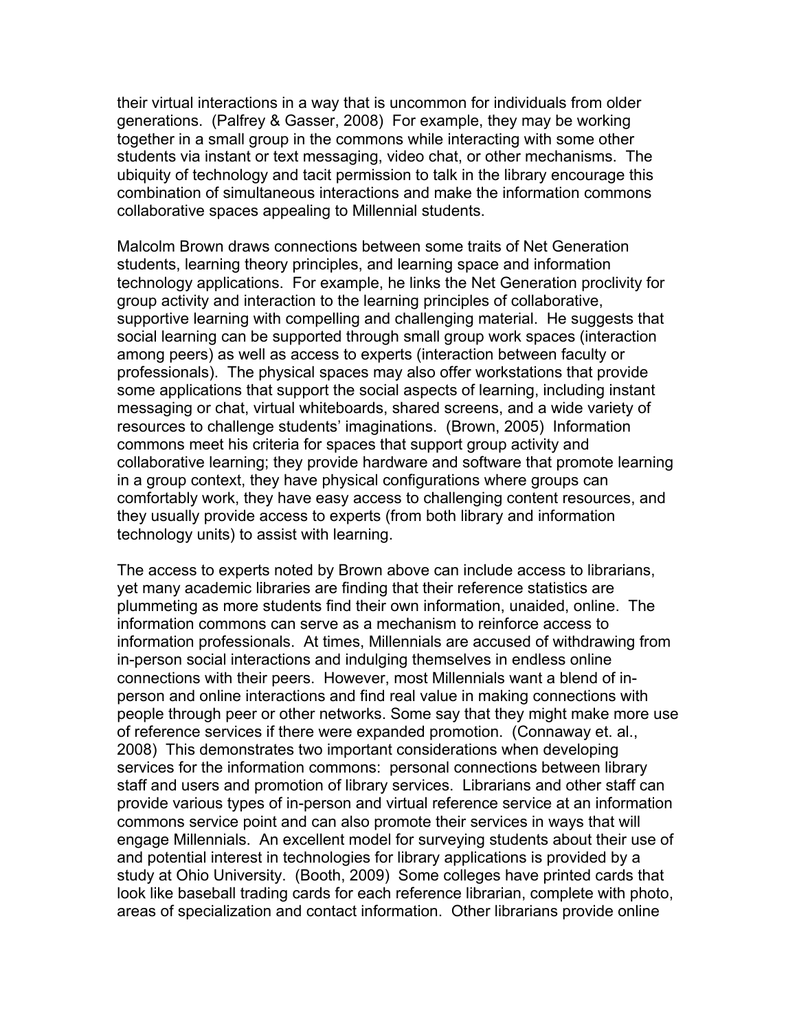their virtual interactions in a way that is uncommon for individuals from older generations. (Palfrey & Gasser, 2008) For example, they may be working together in a small group in the commons while interacting with some other students via instant or text messaging, video chat, or other mechanisms. The ubiquity of technology and tacit permission to talk in the library encourage this combination of simultaneous interactions and make the information commons collaborative spaces appealing to Millennial students.

Malcolm Brown draws connections between some traits of Net Generation students, learning theory principles, and learning space and information technology applications. For example, he links the Net Generation proclivity for group activity and interaction to the learning principles of collaborative, supportive learning with compelling and challenging material. He suggests that social learning can be supported through small group work spaces (interaction among peers) as well as access to experts (interaction between faculty or professionals). The physical spaces may also offer workstations that provide some applications that support the social aspects of learning, including instant messaging or chat, virtual whiteboards, shared screens, and a wide variety of resources to challenge students' imaginations. (Brown, 2005) Information commons meet his criteria for spaces that support group activity and collaborative learning; they provide hardware and software that promote learning in a group context, they have physical configurations where groups can comfortably work, they have easy access to challenging content resources, and they usually provide access to experts (from both library and information technology units) to assist with learning.

The access to experts noted by Brown above can include access to librarians, yet many academic libraries are finding that their reference statistics are plummeting as more students find their own information, unaided, online. The information commons can serve as a mechanism to reinforce access to information professionals. At times, Millennials are accused of withdrawing from in-person social interactions and indulging themselves in endless online connections with their peers. However, most Millennials want a blend of in-person and online interactions and find real value in making connections with people through peer or other networks. Some say that they might make more use of reference services if there were expanded promotion. (Connaway et. al., 2008) This demonstrates two important considerations when developing services for the information commons: personal connections between library staff and users and promotion of library services. Librarians and other staff can provide various types of in-person and virtual reference service at an information commons service point and can also promote their services in ways that will engage Millennials. An excellent model for surveying students about their use of and potential interest in technologies for library applications is provided by a study at Ohio University. (Booth, 2009) Some colleges have printed cards that look like baseball trading cards for each reference librarian, complete with photo, areas of specialization and contact information. Other librarians provide online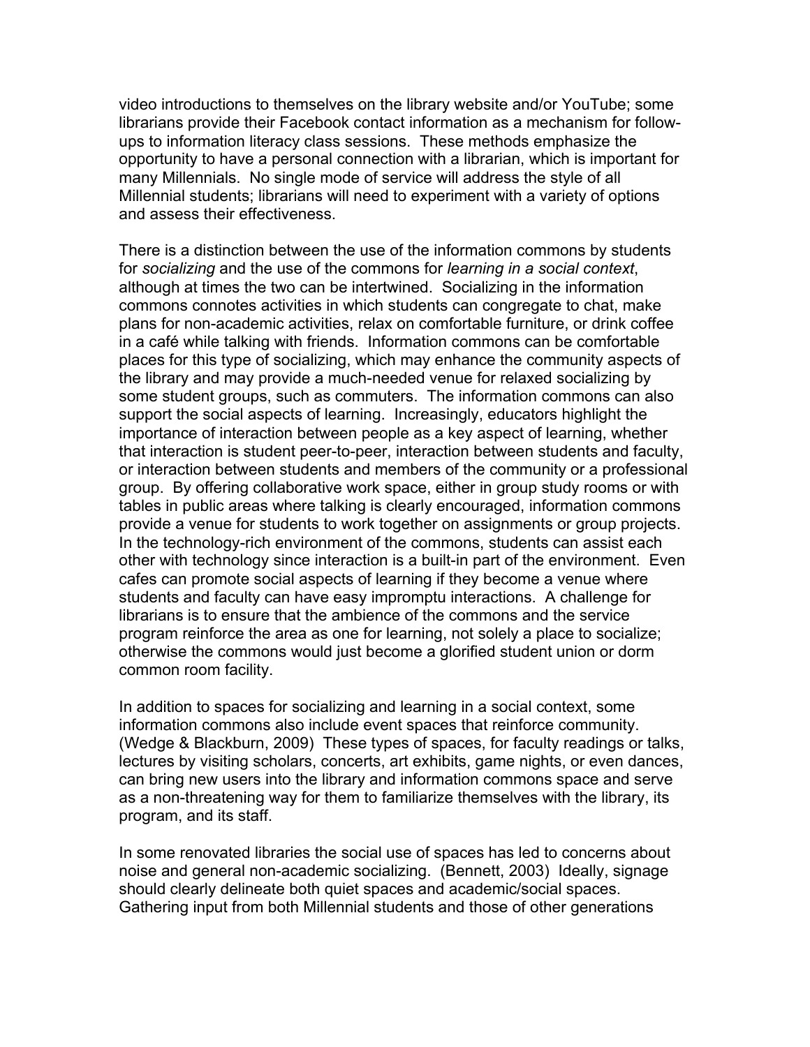video introductions to themselves on the library website and/or YouTube; some librarians provide their Facebook contact information as a mechanism for follow-ups to information literacy class sessions. These methods emphasize the opportunity to have a personal connection with a librarian, which is important for many Millennials. No single mode of service will address the style of all Millennial students; librarians will need to experiment with a variety of options and assess their effectiveness.

There is a distinction between the use of the information commons by students for *socializing* and the use of the commons for *learning in a social context*, although at times the two can be intertwined. Socializing in the information commons connotes activities in which students can congregate to chat, make plans for non-academic activities, relax on comfortable furniture, or drink coffee in a café while talking with friends. Information commons can be comfortable places for this type of socializing, which may enhance the community aspects of the library and may provide a much-needed venue for relaxed socializing by some student groups, such as commuters. The information commons can also support the social aspects of learning. Increasingly, educators highlight the importance of interaction between people as a key aspect of learning, whether that interaction is student peer-to-peer, interaction between students and faculty, or interaction between students and members of the community or a professional group. By offering collaborative work space, either in group study rooms or with tables in public areas where talking is clearly encouraged, information commons provide a venue for students to work together on assignments or group projects. In the technology-rich environment of the commons, students can assist each other with technology since interaction is a built-in part of the environment. Even cafes can promote social aspects of learning if they become a venue where students and faculty can have easy impromptu interactions. A challenge for librarians is to ensure that the ambience of the commons and the service program reinforce the area as one for learning, not solely a place to socialize; otherwise the commons would just become a glorified student union or dorm common room facility.

In addition to spaces for socializing and learning in a social context, some information commons also include event spaces that reinforce community. (Wedge & Blackburn, 2009) These types of spaces, for faculty readings or talks, lectures by visiting scholars, concerts, art exhibits, game nights, or even dances, can bring new users into the library and information commons space and serve as a non-threatening way for them to familiarize themselves with the library, its program, and its staff.

In some renovated libraries the social use of spaces has led to concerns about noise and general non-academic socializing. (Bennett, 2003) Ideally, signage should clearly delineate both quiet spaces and academic/social spaces. Gathering input from both Millennial students and those of other generations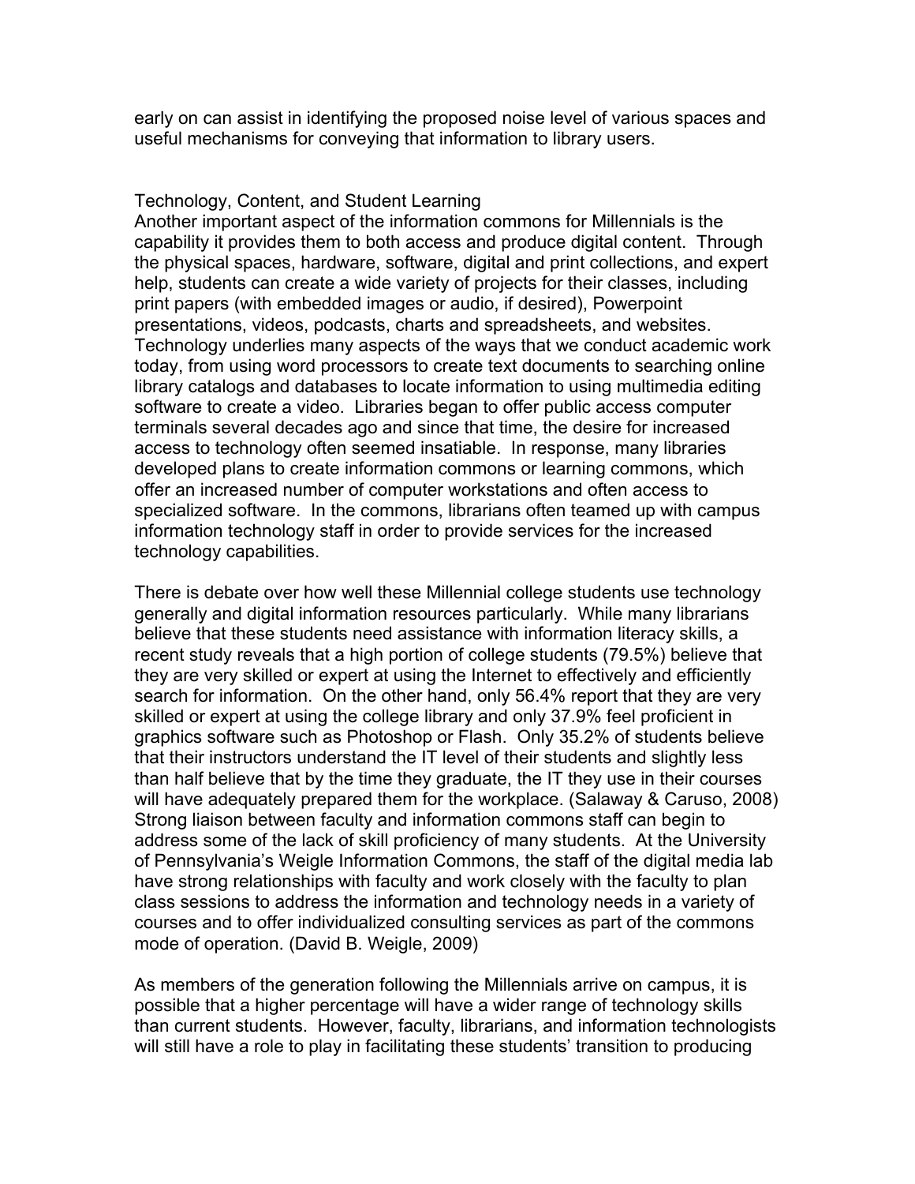early on can assist in identifying the proposed noise level of various spaces and useful mechanisms for conveying that information to library users.

## Technology, Content, and Student Learning

Another important aspect of the information commons for Millennials is the capability it provides them to both access and produce digital content. Through the physical spaces, hardware, software, digital and print collections, and expert help, students can create a wide variety of projects for their classes, including print papers (with embedded images or audio, if desired), Powerpoint presentations, videos, podcasts, charts and spreadsheets, and websites. Technology underlies many aspects of the ways that we conduct academic work today, from using word processors to create text documents to searching online library catalogs and databases to locate information to using multimedia editing software to create a video. Libraries began to offer public access computer terminals several decades ago and since that time, the desire for increased access to technology often seemed insatiable. In response, many libraries developed plans to create information commons or learning commons, which offer an increased number of computer workstations and often access to specialized software. In the commons, librarians often teamed up with campus information technology staff in order to provide services for the increased technology capabilities.

There is debate over how well these Millennial college students use technology generally and digital information resources particularly. While many librarians believe that these students need assistance with information literacy skills, a recent study reveals that a high portion of college students (79.5%) believe that they are very skilled or expert at using the Internet to effectively and efficiently search for information. On the other hand, only 56.4% report that they are very skilled or expert at using the college library and only 37.9% feel proficient in graphics software such as Photoshop or Flash. Only 35.2% of students believe that their instructors understand the IT level of their students and slightly less than half believe that by the time they graduate, the IT they use in their courses will have adequately prepared them for the workplace. (Salaway & Caruso, 2008) Strong liaison between faculty and information commons staff can begin to address some of the lack of skill proficiency of many students. At the University of Pennsylvania's Weigle Information Commons, the staff of the digital media lab have strong relationships with faculty and work closely with the faculty to plan class sessions to address the information and technology needs in a variety of courses and to offer individualized consulting services as part of the commons mode of operation. (David B. Weigle, 2009)

As members of the generation following the Millennials arrive on campus, it is possible that a higher percentage will have a wider range of technology skills than current students. However, faculty, librarians, and information technologists will still have a role to play in facilitating these students' transition to producing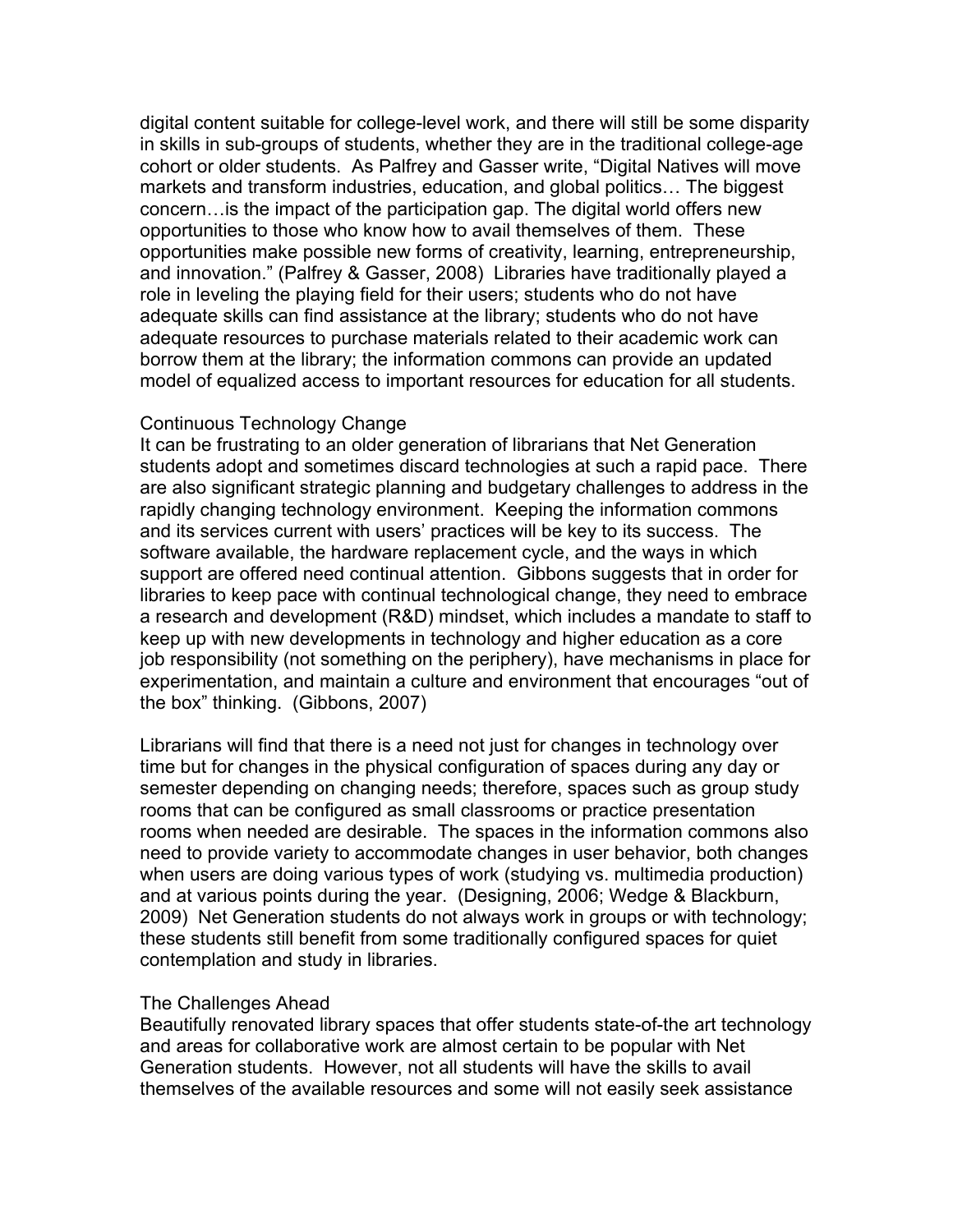digital content suitable for college-level work, and there will still be some disparity in skills in sub-groups of students, whether they are in the traditional college-age cohort or older students. As Palfrey and Gasser write, "Digital Natives will move markets and transform industries, education, and global politics… The biggest concern…is the impact of the participation gap. The digital world offers new opportunities to those who know how to avail themselves of them. These opportunities make possible new forms of creativity, learning, entrepreneurship, and innovation." (Palfrey & Gasser, 2008) Libraries have traditionally played a role in leveling the playing field for their users; students who do not have adequate skills can find assistance at the library; students who do not have adequate resources to purchase materials related to their academic work can borrow them at the library; the information commons can provide an updated model of equalized access to important resources for education for all students.

### Continuous Technology Change

It can be frustrating to an older generation of librarians that Net Generation students adopt and sometimes discard technologies at such a rapid pace. There are also significant strategic planning and budgetary challenges to address in the rapidly changing technology environment. Keeping the information commons and its services current with users' practices will be key to its success. The software available, the hardware replacement cycle, and the ways in which support are offered need continual attention. Gibbons suggests that in order for libraries to keep pace with continual technological change, they need to embrace a research and development (R&D) mindset, which includes a mandate to staff to keep up with new developments in technology and higher education as a core job responsibility (not something on the periphery), have mechanisms in place for experimentation, and maintain a culture and environment that encourages "out of the box" thinking. (Gibbons, 2007)

Librarians will find that there is a need not just for changes in technology over time but for changes in the physical configuration of spaces during any day or semester depending on changing needs; therefore, spaces such as group study rooms that can be configured as small classrooms or practice presentation rooms when needed are desirable. The spaces in the information commons also need to provide variety to accommodate changes in user behavior, both changes when users are doing various types of work (studying vs. multimedia production) and at various points during the year. (Designing, 2006; Wedge & Blackburn, 2009) Net Generation students do not always work in groups or with technology; these students still benefit from some traditionally configured spaces for quiet contemplation and study in libraries.

### The Challenges Ahead

Beautifully renovated library spaces that offer students state-of-the art technology and areas for collaborative work are almost certain to be popular with Net Generation students. However, not all students will have the skills to avail themselves of the available resources and some will not easily seek assistance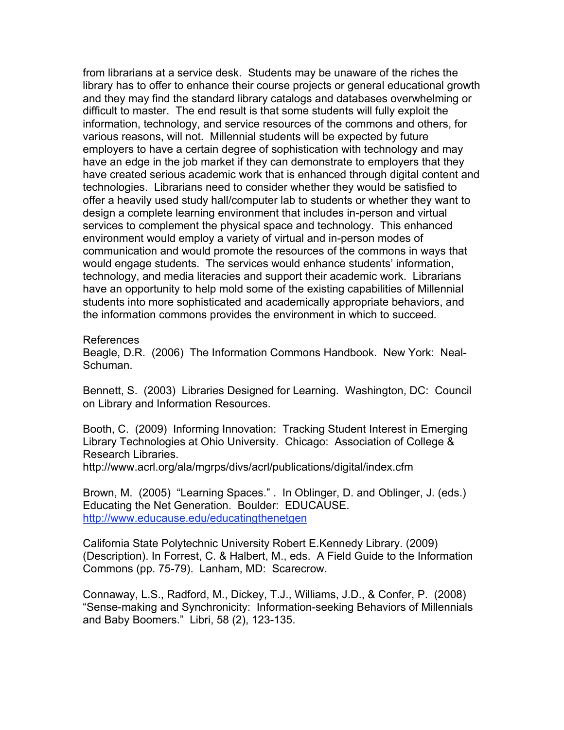from librarians at a service desk. Students may be unaware of the riches the library has to offer to enhance their course projects or general educational growth and they may find the standard library catalogs and databases overwhelming or difficult to master. The end result is that some students will fully exploit the information, technology, and service resources of the commons and others, for various reasons, will not. Millennial students will be expected by future employers to have a certain degree of sophistication with technology and may have an edge in the job market if they can demonstrate to employers that they have created serious academic work that is enhanced through digital content and technologies. Librarians need to consider whether they would be satisfied to offer a heavily used study hall/computer lab to students or whether they want to design a complete learning environment that includes in-person and virtual services to complement the physical space and technology. This enhanced environment would employ a variety of virtual and in-person modes of communication and would promote the resources of the commons in ways that would engage students. The services would enhance students' information, technology, and media literacies and support their academic work. Librarians have an opportunity to help mold some of the existing capabilities of Millennial students into more sophisticated and academically appropriate behaviors, and the information commons provides the environment in which to succeed.

References

Beagle, D.R. (2006) The Information Commons Handbook. New York: Neal-Schuman.

Bennett, S. (2003) Libraries Designed for Learning. Washington, DC: Council on Library and Information Resources.

Booth, C. (2009) Informing Innovation: Tracking Student Interest in Emerging Library Technologies at Ohio University. Chicago: Association of College & Research Libraries.
http://www.acrl.org/ala/mgrps/divs/acrl/publications/digital/index.cfm

Brown, M. (2005) "Learning Spaces." . In Oblinger, D. and Oblinger, J. (eds.) Educating the Net Generation. Boulder: EDUCAUSE.
http://www.educause.edu/educatingthenetgen

California State Polytechnic University Robert E.Kennedy Library. (2009) (Description). In Forrest, C. & Halbert, M., eds. A Field Guide to the Information Commons (pp. 75-79). Lanham, MD: Scarecrow.

Connaway, L.S., Radford, M., Dickey, T.J., Williams, J.D., & Confer, P. (2008) "Sense-making and Synchronicity: Information-seeking Behaviors of Millennials and Baby Boomers." Libri, 58 (2), 123-135.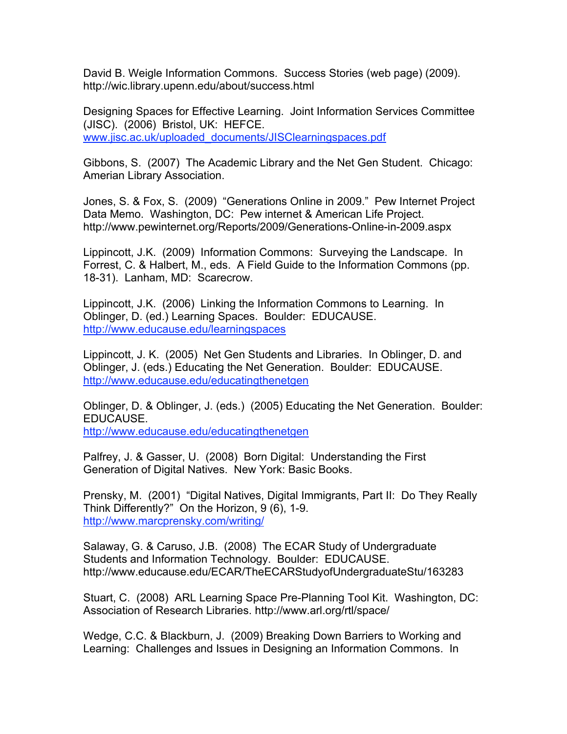David B. Weigle Information Commons. Success Stories (web page) (2009). http://wic.library.upenn.edu/about/success.html

Designing Spaces for Effective Learning. Joint Information Services Committee (JISC). (2006) Bristol, UK: HEFCE. www.jisc.ac.uk/uploaded_documents/JISClearningspaces.pdf

Gibbons, S. (2007) The Academic Library and the Net Gen Student. Chicago: Amerian Library Association.

Jones, S. & Fox, S. (2009) "Generations Online in 2009." Pew Internet Project Data Memo. Washington, DC: Pew internet & American Life Project. http://www.pewinternet.org/Reports/2009/Generations-Online-in-2009.aspx

Lippincott, J.K. (2009) Information Commons: Surveying the Landscape. In Forrest, C. & Halbert, M., eds. A Field Guide to the Information Commons (pp. 18-31). Lanham, MD: Scarecrow.

Lippincott, J.K. (2006) Linking the Information Commons to Learning. In Oblinger, D. (ed.) Learning Spaces. Boulder: EDUCAUSE. http://www.educause.edu/learningspaces

Lippincott, J. K. (2005) Net Gen Students and Libraries. In Oblinger, D. and Oblinger, J. (eds.) Educating the Net Generation. Boulder: EDUCAUSE. http://www.educause.edu/educatingthenetgen

Oblinger, D. & Oblinger, J. (eds.) (2005) Educating the Net Generation. Boulder: EDUCAUSE. http://www.educause.edu/educatingthenetgen

Palfrey, J. & Gasser, U. (2008) Born Digital: Understanding the First Generation of Digital Natives. New York: Basic Books.

Prensky, M. (2001) "Digital Natives, Digital Immigrants, Part II: Do They Really Think Differently?" On the Horizon, 9 (6), 1-9. http://www.marcprensky.com/writing/

Salaway, G. & Caruso, J.B. (2008) The ECAR Study of Undergraduate Students and Information Technology. Boulder: EDUCAUSE. http://www.educause.edu/ECAR/TheECARStudyofUndergraduateStu/163283

Stuart, C. (2008) ARL Learning Space Pre-Planning Tool Kit. Washington, DC: Association of Research Libraries. http://www.arl.org/rtl/space/

Wedge, C.C. & Blackburn, J. (2009) Breaking Down Barriers to Working and Learning: Challenges and Issues in Designing an Information Commons. In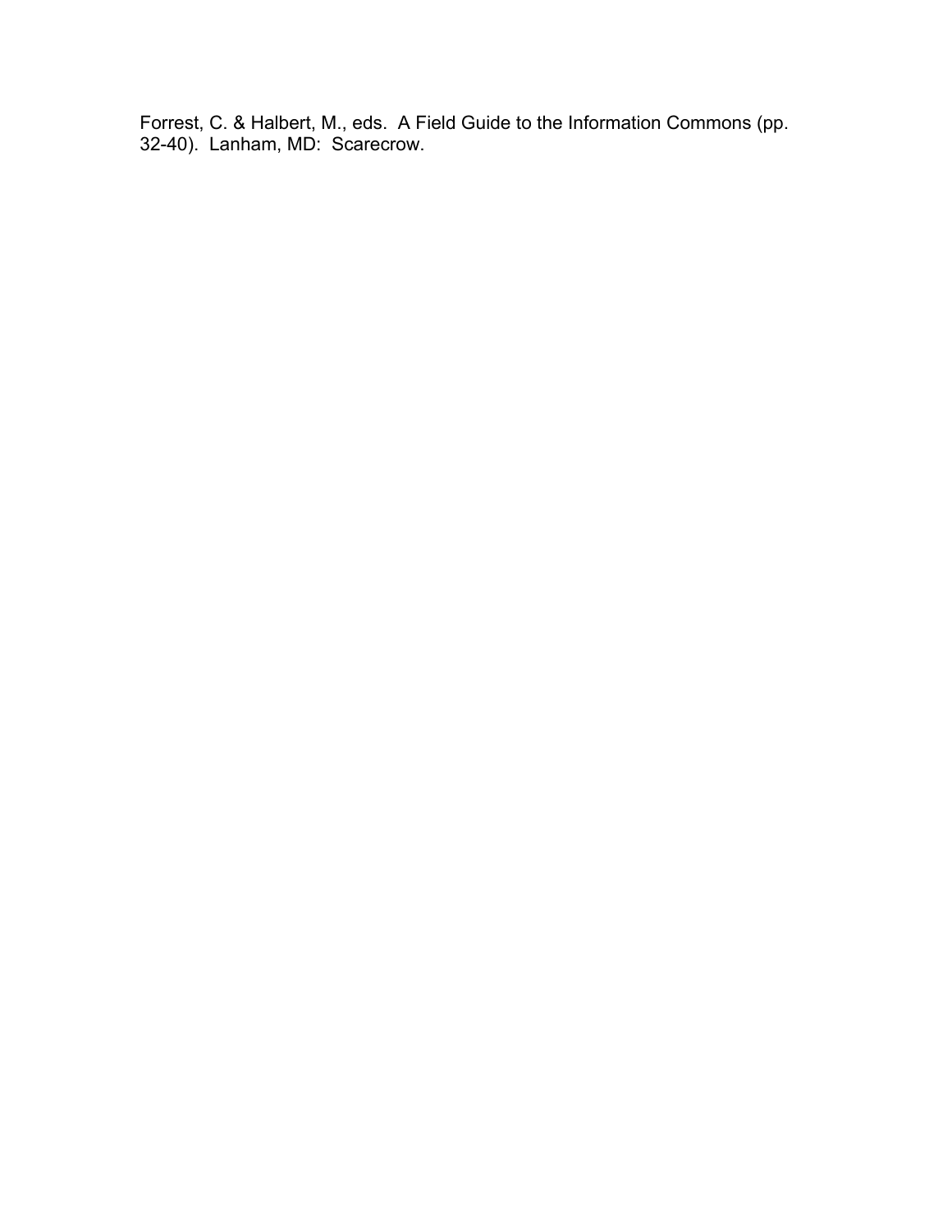Forrest, C. & Halbert, M., eds. A Field Guide to the Information Commons (pp. 32-40). Lanham, MD: Scarecrow.